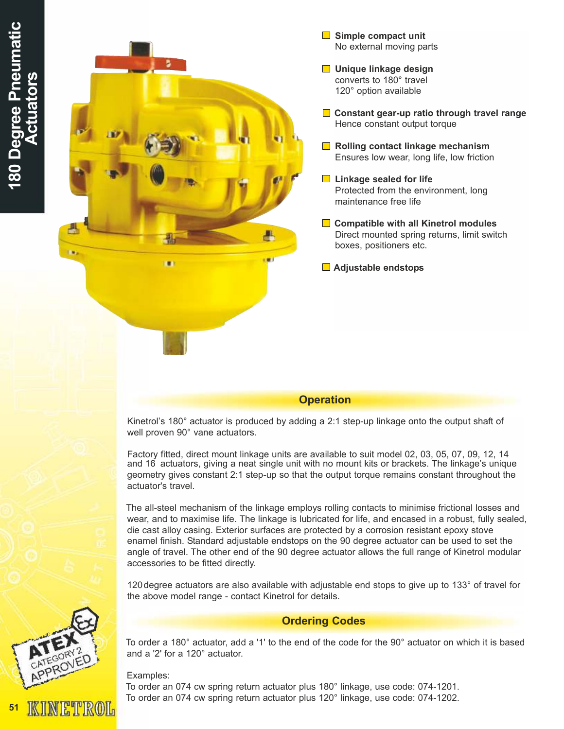# 180 Degree Pneumatic Actuators

- **Simple compact unit**
  No external moving parts
- **Unique linkage design**
  converts to 180° travel
  120° option available
- **Constant gear-up ratio through travel range**
  Hence constant output torque
- **Rolling contact linkage mechanism**
  Ensures low wear, long life, low friction
- **Linkage sealed for life**
  Protected from the environment, long maintenance free life
- **Compatible with all Kinetrol modules**
  Direct mounted spring returns, limit switch boxes, positioners etc.
- **Adjustable endstops**

## Operation

Kinetrol's 180° actuator is produced by adding a 2:1 step-up linkage onto the output shaft of well proven 90° vane actuators.

Factory fitted, direct mount linkage units are available to suit model 02, 03, 05, 07, 09, 12, 14 and 16 actuators, giving a neat single unit with no mount kits or brackets. The linkage's unique geometry gives constant 2:1 step-up so that the output torque remains constant throughout the actuator's travel.

The all-steel mechanism of the linkage employs rolling contacts to minimise frictional losses and wear, and to maximise life. The linkage is lubricated for life, and encased in a robust, fully sealed, die cast alloy casing. Exterior surfaces are protected by a corrosion resistant epoxy stove enamel finish. Standard adjustable endstops on the 90 degree actuator can be used to set the angle of travel. The other end of the 90 degree actuator allows the full range of Kinetrol modular accessories to be fitted directly.

120 degree actuators are also available with adjustable end stops to give up to 133° of travel for the above model range - contact Kinetrol for details.

## Ordering Codes

To order a 180° actuator, add a '1' to the end of the code for the 90° actuator on which it is based and a '2' for a 120° actuator.

Examples:
To order an 074 cw spring return actuator plus 180° linkage, use code: 074-1201.
To order an 074 cw spring return actuator plus 120° linkage, use code: 074-1202.

ATEX CATEGORY 2 APPROVED

KINETROL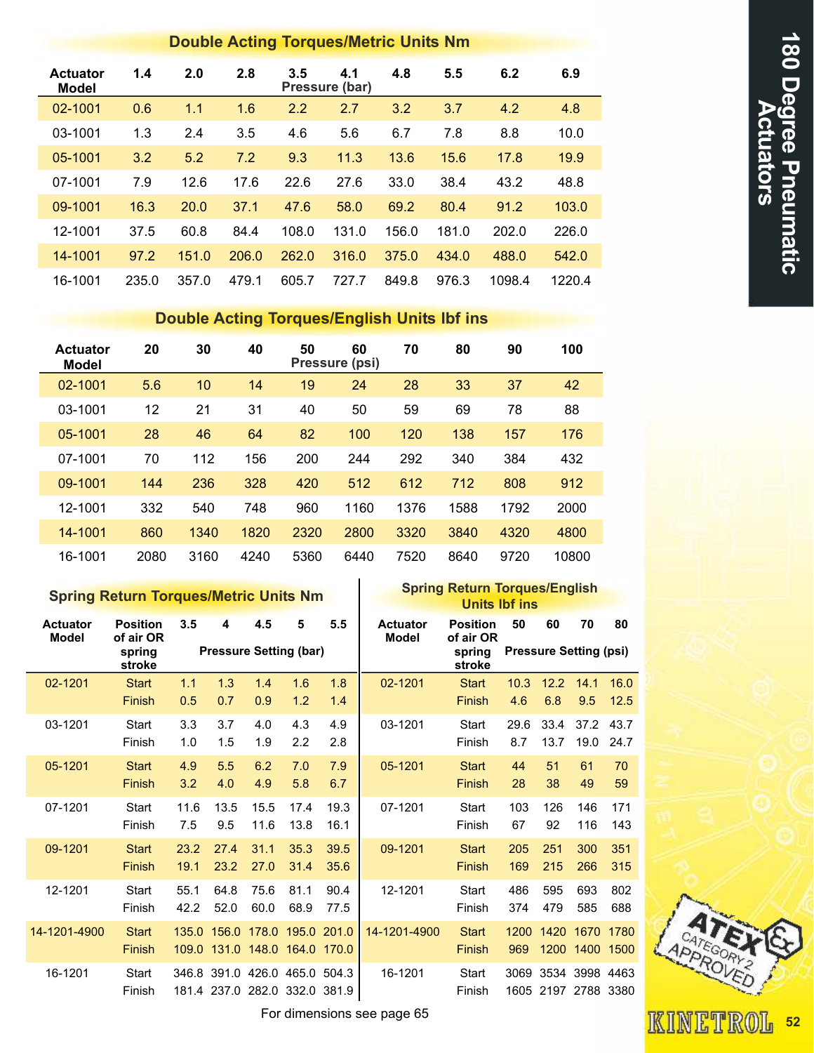## Double Acting Torques/Metric Units Nm

| Actuator Model | 1.4 | 2.0 | 2.8 | 3.5 | 4.1 | 4.8 | 5.5 | 6.2 | 6.9 |
|---|---|---|---|---|---|---|---|---|---|
| | Pressure (bar) | | | | | | | | |
| 02-1001 | 0.6 | 1.1 | 1.6 | 2.2 | 2.7 | 3.2 | 3.7 | 4.2 | 4.8 |
| 03-1001 | 1.3 | 2.4 | 3.5 | 4.6 | 5.6 | 6.7 | 7.8 | 8.8 | 10.0 |
| 05-1001 | 3.2 | 5.2 | 7.2 | 9.3 | 11.3 | 13.6 | 15.6 | 17.8 | 19.9 |
| 07-1001 | 7.9 | 12.6 | 17.6 | 22.6 | 27.6 | 33.0 | 38.4 | 43.2 | 48.8 |
| 09-1001 | 16.3 | 20.0 | 37.1 | 47.6 | 58.0 | 69.2 | 80.4 | 91.2 | 103.0 |
| 12-1001 | 37.5 | 60.8 | 84.4 | 108.0 | 131.0 | 156.0 | 181.0 | 202.0 | 226.0 |
| 14-1001 | 97.2 | 151.0 | 206.0 | 262.0 | 316.0 | 375.0 | 434.0 | 488.0 | 542.0 |
| 16-1001 | 235.0 | 357.0 | 479.1 | 605.7 | 727.7 | 849.8 | 976.3 | 1098.4 | 1220.4 |

## Double Acting Torques/English Units lbf ins

| Actuator Model | 20 | 30 | 40 | 50 | 60 | 70 | 80 | 90 | 100 |
|---|---|---|---|---|---|---|---|---|---|
| | Pressure (psi) | | | | | | | | |
| 02-1001 | 5.6 | 10 | 14 | 19 | 24 | 28 | 33 | 37 | 42 |
| 03-1001 | 12 | 21 | 31 | 40 | 50 | 59 | 69 | 78 | 88 |
| 05-1001 | 28 | 46 | 64 | 82 | 100 | 120 | 138 | 157 | 176 |
| 07-1001 | 70 | 112 | 156 | 200 | 244 | 292 | 340 | 384 | 432 |
| 09-1001 | 144 | 236 | 328 | 420 | 512 | 612 | 712 | 808 | 912 |
| 12-1001 | 332 | 540 | 748 | 960 | 1160 | 1376 | 1588 | 1792 | 2000 |
| 14-1001 | 860 | 1340 | 1820 | 2320 | 2800 | 3320 | 3840 | 4320 | 4800 |
| 16-1001 | 2080 | 3160 | 4240 | 5360 | 6440 | 7520 | 8640 | 9720 | 10800 |

## Spring Return Torques/Metric Units Nm

| Actuator Model | Position of air OR spring stroke | 3.5 | 4 | 4.5 | 5 | 5.5 |
|---|---|---|---|---|---|---|
| | | Pressure Setting (bar) | | | | |
| 02-1201 | Start | 1.1 | 1.3 | 1.4 | 1.6 | 1.8 |
| | Finish | 0.5 | 0.7 | 0.9 | 1.2 | 1.4 |
| 03-1201 | Start | 3.3 | 3.7 | 4.0 | 4.3 | 4.9 |
| | Finish | 1.0 | 1.5 | 1.9 | 2.2 | 2.8 |
| 05-1201 | Start | 4.9 | 5.5 | 6.2 | 7.0 | 7.9 |
| | Finish | 3.2 | 4.0 | 4.9 | 5.8 | 6.7 |
| 07-1201 | Start | 11.6 | 13.5 | 15.5 | 17.4 | 19.3 |
| | Finish | 7.5 | 9.5 | 11.6 | 13.8 | 16.1 |
| 09-1201 | Start | 23.2 | 27.4 | 31.1 | 35.3 | 39.5 |
| | Finish | 19.1 | 23.2 | 27.0 | 31.4 | 35.6 |
| 12-1201 | Start | 55.1 | 64.8 | 75.6 | 81.1 | 90.4 |
| | Finish | 42.2 | 52.0 | 60.0 | 68.9 | 77.5 |
| 14-1201-4900 | Start | 135.0 | 156.0 | 178.0 | 195.0 | 201.0 |
| | Finish | 109.0 | 131.0 | 148.0 | 164.0 | 170.0 |
| 16-1201 | Start | 346.8 | 391.0 | 426.0 | 465.0 | 504.3 |
| | Finish | 181.4 | 237.0 | 282.0 | 332.0 | 381.9 |

## Spring Return Torques/English Units lbf ins

| Actuator Model | Position of air OR spring stroke | 50 | 60 | 70 | 80 |
|---|---|---|---|---|---|
| | | Pressure Setting (psi) | | | |
| 02-1201 | Start | 10.3 | 12.2 | 14.1 | 16.0 |
| | Finish | 4.6 | 6.8 | 9.5 | 12.5 |
| 03-1201 | Start | 29.6 | 33.4 | 37.2 | 43.7 |
| | Finish | 8.7 | 13.7 | 19.0 | 24.7 |
| 05-1201 | Start | 44 | 51 | 61 | 70 |
| | Finish | 28 | 38 | 49 | 59 |
| 07-1201 | Start | 103 | 126 | 146 | 171 |
| | Finish | 67 | 92 | 116 | 143 |
| 09-1201 | Start | 205 | 251 | 300 | 351 |
| | Finish | 169 | 215 | 266 | 315 |
| 12-1201 | Start | 486 | 595 | 693 | 802 |
| | Finish | 374 | 479 | 585 | 688 |
| 14-1201-4900 | Start | 1200 | 1420 | 1670 | 1780 |
| | Finish | 969 | 1200 | 1400 | 1500 |
| 16-1201 | Start | 3069 | 3534 | 3998 | 4463 |
| | Finish | 1605 | 2197 | 2788 | 3380 |

For dimensions see page 65